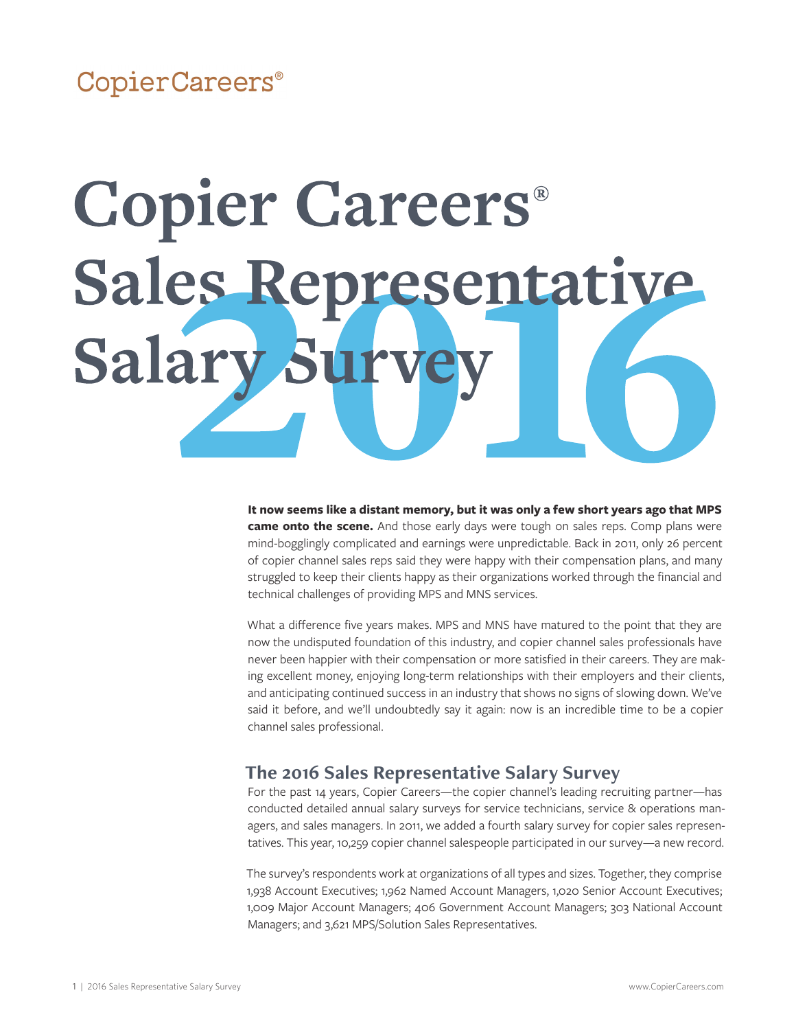CopierCareers®

# Copier Careers® Sales Representative Salary Survey 2016

**It now seems like a distant memory, but it was only a few short years ago that MPS came onto the scene.** And those early days were tough on sales reps. Comp plans were mind-bogglingly complicated and earnings were unpredictable. Back in 2011, only 26 percent of copier channel sales reps said they were happy with their compensation plans, and many struggled to keep their clients happy as their organizations worked through the financial and technical challenges of providing MPS and MNS services.

What a difference five years makes. MPS and MNS have matured to the point that they are now the undisputed foundation of this industry, and copier channel sales professionals have never been happier with their compensation or more satisfied in their careers. They are making excellent money, enjoying long-term relationships with their employers and their clients, and anticipating continued success in an industry that shows no signs of slowing down. We've said it before, and we'll undoubtedly say it again: now is an incredible time to be a copier channel sales professional.

## The 2016 Sales Representative Salary Survey

For the past 14 years, Copier Careers—the copier channel's leading recruiting partner—has conducted detailed annual salary surveys for service technicians, service & operations managers, and sales managers. In 2011, we added a fourth salary survey for copier sales representatives. This year, 10,259 copier channel salespeople participated in our survey—a new record.

The survey's respondents work at organizations of all types and sizes. Together, they comprise 1,938 Account Executives; 1,962 Named Account Managers, 1,020 Senior Account Executives; 1,009 Major Account Managers; 406 Government Account Managers; 303 National Account Managers; and 3,621 MPS/Solution Sales Representatives.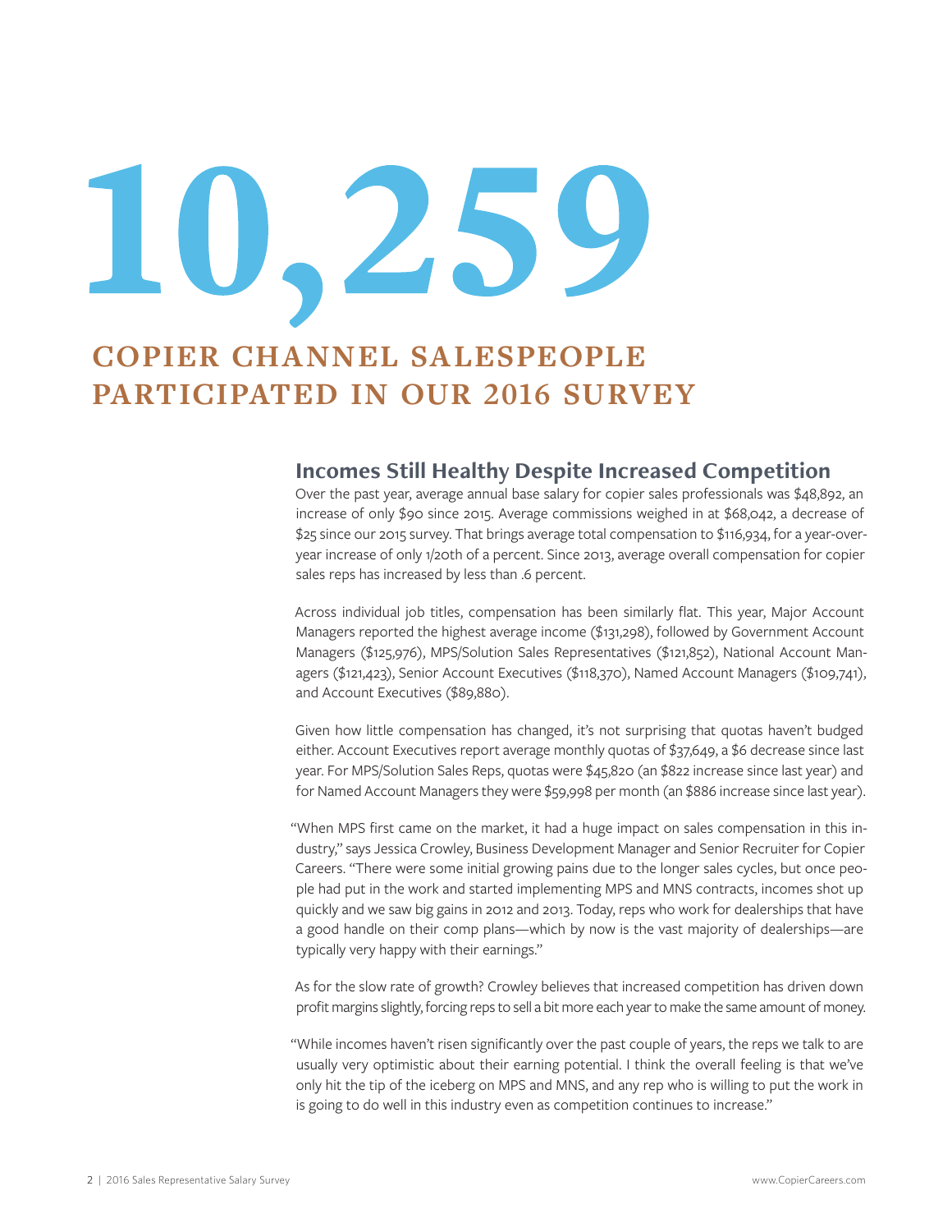# 10,259

## COPIER CHANNEL SALESPEOPLE PARTICIPATED IN OUR 2016 SURVEY

### Incomes Still Healthy Despite Increased Competition

Over the past year, average annual base salary for copier sales professionals was $48,892, an increase of only $90 since 2015. Average commissions weighed in at $68,042, a decrease of $25 since our 2015 survey. That brings average total compensation to $116,934, for a year-over-year increase of only 1/20th of a percent. Since 2013, average overall compensation for copier sales reps has increased by less than .6 percent.

Across individual job titles, compensation has been similarly flat. This year, Major Account Managers reported the highest average income ($131,298), followed by Government Account Managers ($125,976), MPS/Solution Sales Representatives ($121,852), National Account Managers ($121,423), Senior Account Executives ($118,370), Named Account Managers ($109,741), and Account Executives ($89,880).

Given how little compensation has changed, it's not surprising that quotas haven't budged either. Account Executives report average monthly quotas of $37,649, a $6 decrease since last year. For MPS/Solution Sales Reps, quotas were $45,820 (an $822 increase since last year) and for Named Account Managers they were $59,998 per month (an $886 increase since last year).

"When MPS first came on the market, it had a huge impact on sales compensation in this industry," says Jessica Crowley, Business Development Manager and Senior Recruiter for Copier Careers. "There were some initial growing pains due to the longer sales cycles, but once people had put in the work and started implementing MPS and MNS contracts, incomes shot up quickly and we saw big gains in 2012 and 2013. Today, reps who work for dealerships that have a good handle on their comp plans—which by now is the vast majority of dealerships—are typically very happy with their earnings."

As for the slow rate of growth? Crowley believes that increased competition has driven down profit margins slightly, forcing reps to sell a bit more each year to make the same amount of money.

"While incomes haven't risen significantly over the past couple of years, the reps we talk to are usually very optimistic about their earning potential. I think the overall feeling is that we've only hit the tip of the iceberg on MPS and MNS, and any rep who is willing to put the work in is going to do well in this industry even as competition continues to increase."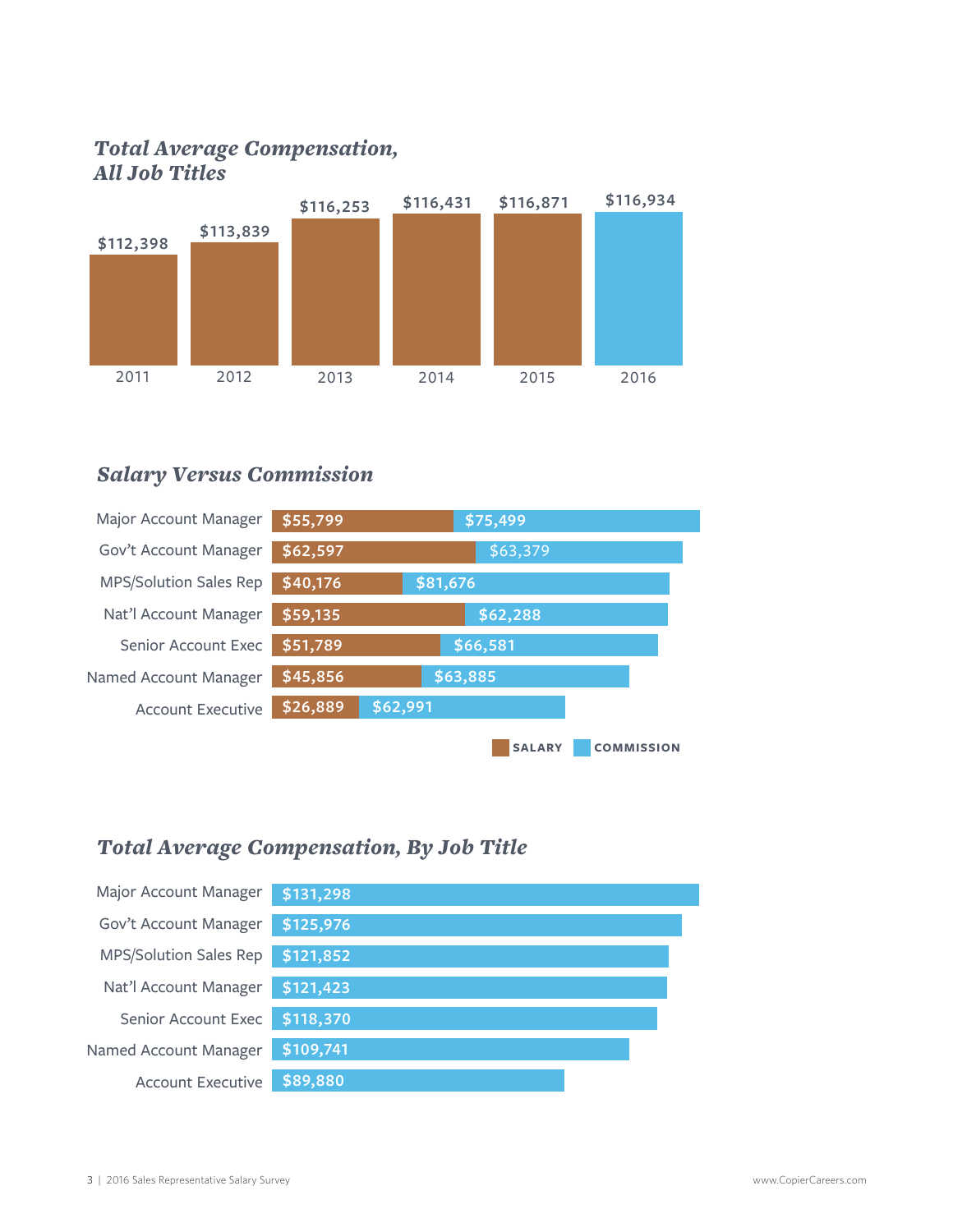## *Total Average Compensation, All Job Titles*

| Year | Total Average Compensation |
|---|---|
| 2011 | $112,398 |
| 2012 | $113,839 |
| 2013 | $116,253 |
| 2014 | $116,431 |
| 2015 | $116,871 |
| 2016 | $116,934 |

## *Salary Versus Commission*

| Job Title | Salary | Commission |
|---|---|---|
| Major Account Manager | $55,799 | $75,499 |
| Gov't Account Manager | $62,597 | $63,379 |
| MPS/Solution Sales Rep | $40,176 | $81,676 |
| Nat'l Account Manager | $59,135 | $62,288 |
| Senior Account Exec | $51,789 | $66,581 |
| Named Account Manager | $45,856 | $63,885 |
| Account Executive | $26,889 | $62,991 |

## *Total Average Compensation, By Job Title*

| Job Title | Total Average Compensation |
|---|---|
| Major Account Manager | $131,298 |
| Gov't Account Manager | $125,976 |
| MPS/Solution Sales Rep | $121,852 |
| Nat'l Account Manager | $121,423 |
| Senior Account Exec | $118,370 |
| Named Account Manager | $109,741 |
| Account Executive | $89,880 |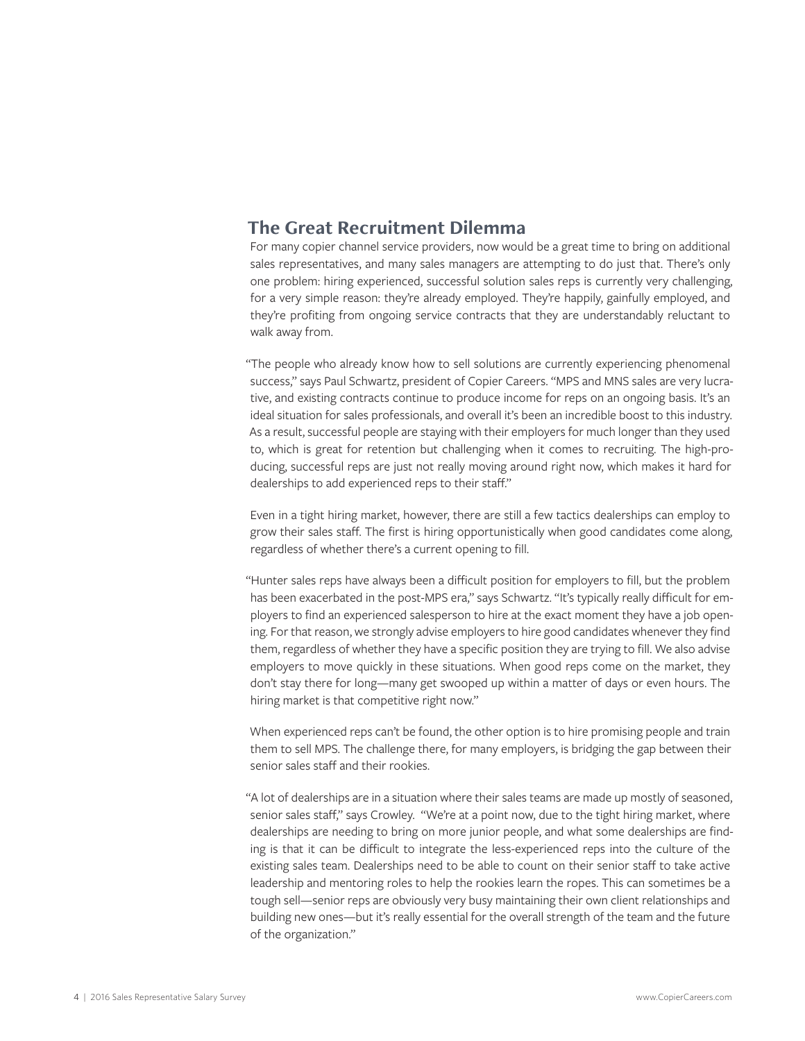## The Great Recruitment Dilemma

For many copier channel service providers, now would be a great time to bring on additional sales representatives, and many sales managers are attempting to do just that. There's only one problem: hiring experienced, successful solution sales reps is currently very challenging, for a very simple reason: they're already employed. They're happily, gainfully employed, and they're profiting from ongoing service contracts that they are understandably reluctant to walk away from.

"The people who already know how to sell solutions are currently experiencing phenomenal success," says Paul Schwartz, president of Copier Careers. "MPS and MNS sales are very lucrative, and existing contracts continue to produce income for reps on an ongoing basis. It's an ideal situation for sales professionals, and overall it's been an incredible boost to this industry. As a result, successful people are staying with their employers for much longer than they used to, which is great for retention but challenging when it comes to recruiting. The high-producing, successful reps are just not really moving around right now, which makes it hard for dealerships to add experienced reps to their staff."

Even in a tight hiring market, however, there are still a few tactics dealerships can employ to grow their sales staff. The first is hiring opportunistically when good candidates come along, regardless of whether there's a current opening to fill.

"Hunter sales reps have always been a difficult position for employers to fill, but the problem has been exacerbated in the post-MPS era," says Schwartz. "It's typically really difficult for employers to find an experienced salesperson to hire at the exact moment they have a job opening. For that reason, we strongly advise employers to hire good candidates whenever they find them, regardless of whether they have a specific position they are trying to fill. We also advise employers to move quickly in these situations. When good reps come on the market, they don't stay there for long—many get swooped up within a matter of days or even hours. The hiring market is that competitive right now."

When experienced reps can't be found, the other option is to hire promising people and train them to sell MPS. The challenge there, for many employers, is bridging the gap between their senior sales staff and their rookies.

"A lot of dealerships are in a situation where their sales teams are made up mostly of seasoned, senior sales staff," says Crowley. "We're at a point now, due to the tight hiring market, where dealerships are needing to bring on more junior people, and what some dealerships are finding is that it can be difficult to integrate the less-experienced reps into the culture of the existing sales team. Dealerships need to be able to count on their senior staff to take active leadership and mentoring roles to help the rookies learn the ropes. This can sometimes be a tough sell—senior reps are obviously very busy maintaining their own client relationships and building new ones—but it's really essential for the overall strength of the team and the future of the organization."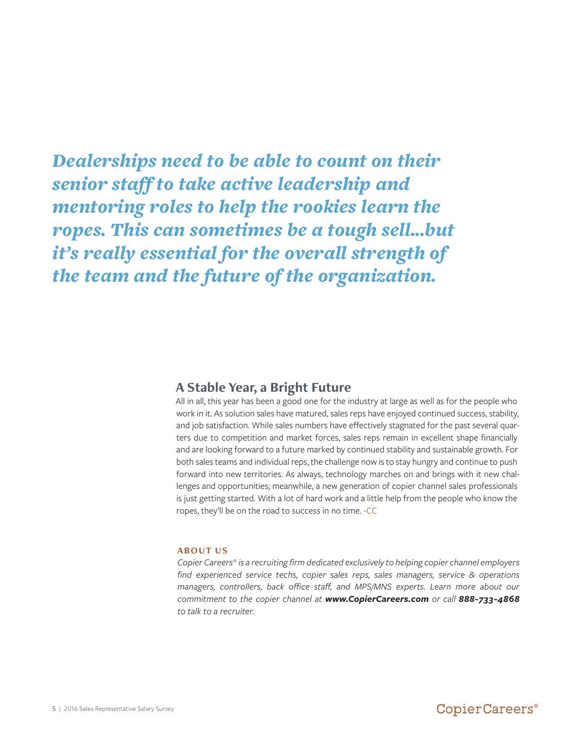***Dealerships need to be able to count on their senior staff to take active leadership and mentoring roles to help the rookies learn the ropes. This can sometimes be a tough sell...but it's really essential for the overall strength of the team and the future of the organization.***

## A Stable Year, a Bright Future

All in all, this year has been a good one for the industry at large as well as for the people who work in it. As solution sales have matured, sales reps have enjoyed continued success, stability, and job satisfaction. While sales numbers have effectively stagnated for the past several quarters due to competition and market forces, sales reps remain in excellent shape financially and are looking forward to a future marked by continued stability and sustainable growth. For both sales teams and individual reps, the challenge now is to stay hungry and continue to push forward into new territories. As always, technology marches on and brings with it new challenges and opportunities; meanwhile, a new generation of copier channel sales professionals is just getting started. With a lot of hard work and a little help from the people who know the ropes, they'll be on the road to success in no time. -CC

### ABOUT US

*Copier Careers® is a recruiting firm dedicated exclusively to helping copier channel employers find experienced service techs, copier sales reps, sales managers, service & operations managers, controllers, back office staff, and MPS/MNS experts. Learn more about our commitment to the copier channel at **www.CopierCareers.com** or call **888-733-4868** to talk to a recruiter.*